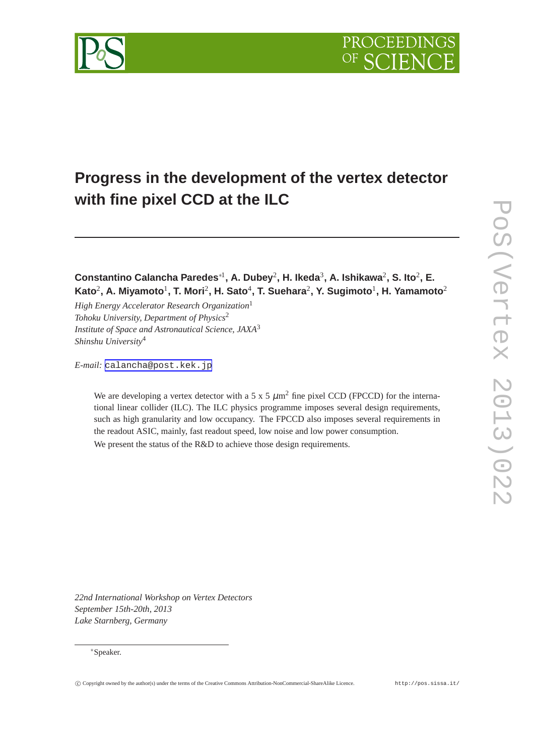# Progress in the development of the vertex detector with fine pixel CCD at the ILC

**Constantino Calancha Paredes**[*1], **A. Dubey**[2], **H. Ikeda**[3], **A. Ishikawa**[2], **S. Ito**[2], **E. Kato**[2], **A. Miyamoto**[1], **T. Mori**[2], **H. Sato**[4], **T. Suehara**[2], **Y. Sugimoto**[1], **H. Yamamoto**[2]

*High Energy Accelerator Research Organization*[1]
*Tohoku University, Department of Physics*[2]
*Institute of Space and Astronautical Science, JAXA*[3]
*Shinshu University*[4]

*E-mail:* calancha@post.kek.jp

We are developing a vertex detector with a 5 x 5 $\mu$m$^2$ fine pixel CCD (FPCCD) for the international linear collider (ILC). The ILC physics programme imposes several design requirements, such as high granularity and low occupancy. The FPCCD also imposes several requirements in the readout ASIC, mainly, fast readout speed, low noise and low power consumption.

We present the status of the R&D to achieve those design requirements.

*22nd International Workshop on Vertex Detectors*
*September 15th-20th, 2013*
*Lake Starnberg, Germany*

[*]Speaker.

© Copyright owned by the author(s) under the terms of the Creative Commons Attribution-NonCommercial-ShareAlike Licence. http://pos.sissa.it/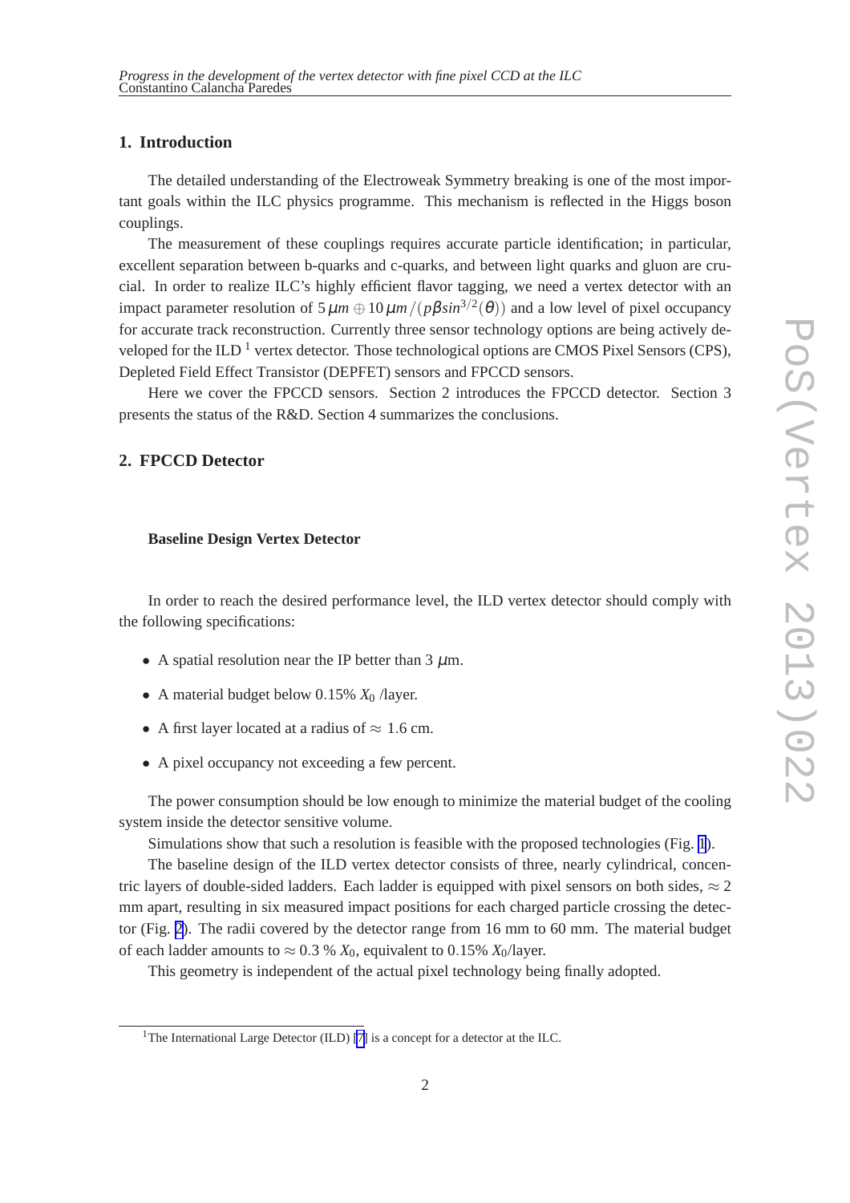## 1. Introduction

The detailed understanding of the Electroweak Symmetry breaking is one of the most important goals within the ILC physics programme. This mechanism is reflected in the Higgs boson couplings.

The measurement of these couplings requires accurate particle identification; in particular, excellent separation between b-quarks and c-quarks, and between light quarks and gluon are crucial. In order to realize ILC's highly efficient flavor tagging, we need a vertex detector with an impact parameter resolution of $5\,\mu m \oplus 10\,\mu m/(p\beta sin^{3/2}(\theta))$ and a low level of pixel occupancy for accurate track reconstruction. Currently three sensor technology options are being actively developed for the ILD [1] vertex detector. Those technological options are CMOS Pixel Sensors (CPS), Depleted Field Effect Transistor (DEPFET) sensors and FPCCD sensors.

Here we cover the FPCCD sensors. Section 2 introduces the FPCCD detector. Section 3 presents the status of the R&D. Section 4 summarizes the conclusions.

## 2. FPCCD Detector

### Baseline Design Vertex Detector

In order to reach the desired performance level, the ILD vertex detector should comply with the following specifications:

- A spatial resolution near the IP better than 3 $\mu$m.
- A material budget below 0.15% $X_0$ /layer.
- A first layer located at a radius of $\approx$ 1.6 cm.
- A pixel occupancy not exceeding a few percent.

The power consumption should be low enough to minimize the material budget of the cooling system inside the detector sensitive volume.

Simulations show that such a resolution is feasible with the proposed technologies (Fig. 1).

The baseline design of the ILD vertex detector consists of three, nearly cylindrical, concentric layers of double-sided ladders. Each ladder is equipped with pixel sensors on both sides, $\approx 2$ mm apart, resulting in six measured impact positions for each charged particle crossing the detector (Fig. 2). The radii covered by the detector range from 16 mm to 60 mm. The material budget of each ladder amounts to $\approx 0.3$ % $X_0$, equivalent to 0.15% $X_0$/layer.

This geometry is independent of the actual pixel technology being finally adopted.

[1]The International Large Detector (ILD) [7] is a concept for a detector at the ILC.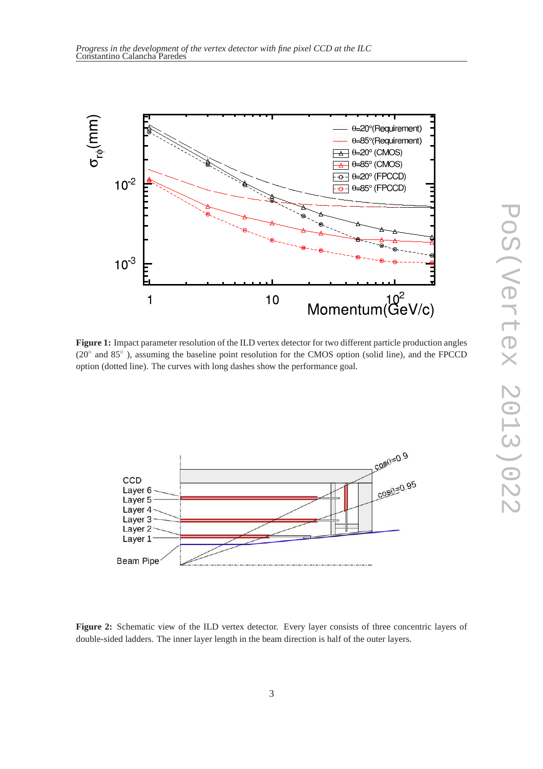**Figure 1:** Impact parameter resolution of the ILD vertex detector for two different particle production angles (20° and 85° ), assuming the baseline point resolution for the CMOS option (solid line), and the FPCCD option (dotted line). The curves with long dashes show the performance goal.

**Figure 2:** Schematic view of the ILD vertex detector. Every layer consists of three concentric layers of double-sided ladders. The inner layer length in the beam direction is half of the outer layers.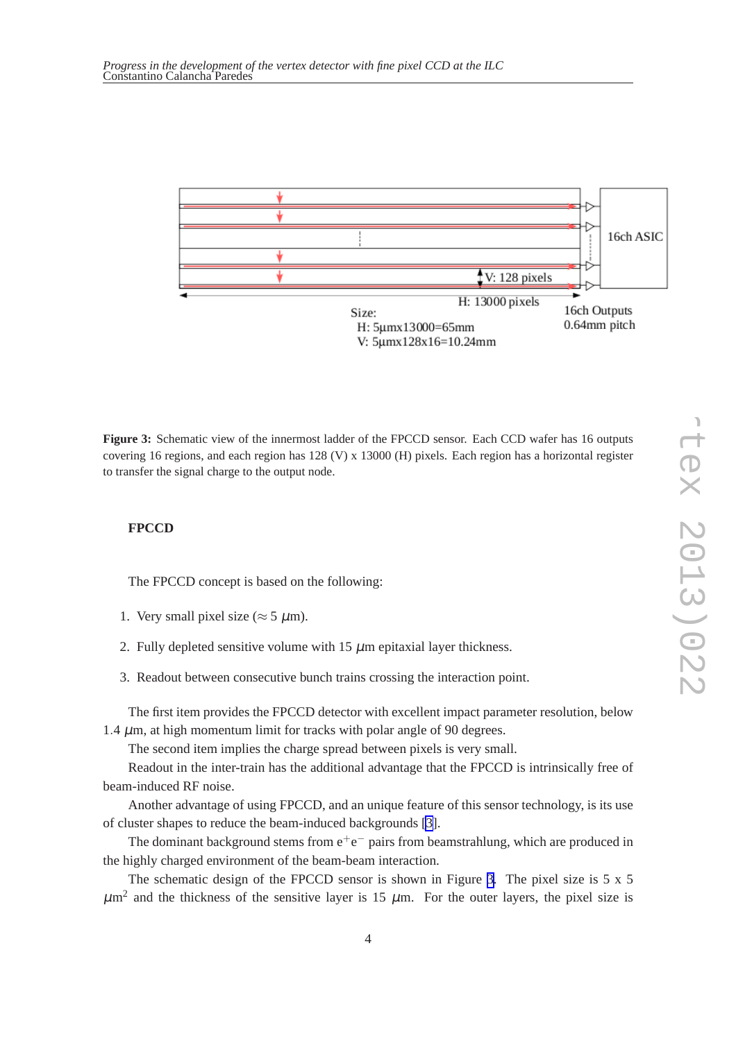Figure 3: Schematic view of the innermost ladder of the FPCCD sensor. Each CCD wafer has 16 outputs covering 16 regions, and each region has 128 (V) x 13000 (H) pixels. Each region has a horizontal register to transfer the signal charge to the output node.

### FPCCD

The FPCCD concept is based on the following:

1. Very small pixel size ($\approx 5$ $\mu$m).
2. Fully depleted sensitive volume with 15 $\mu$m epitaxial layer thickness.
3. Readout between consecutive bunch trains crossing the interaction point.

The first item provides the FPCCD detector with excellent impact parameter resolution, below 1.4 $\mu$m, at high momentum limit for tracks with polar angle of 90 degrees.

The second item implies the charge spread between pixels is very small.

Readout in the inter-train has the additional advantage that the FPCCD is intrinsically free of beam-induced RF noise.

Another advantage of using FPCCD, and an unique feature of this sensor technology, is its use of cluster shapes to reduce the beam-induced backgrounds [3].

The dominant background stems from $e^+e^-$ pairs from beamstrahlung, which are produced in the highly charged environment of the beam-beam interaction.

The schematic design of the FPCCD sensor is shown in Figure 3. The pixel size is 5 x 5 $\mu m^2$ and the thickness of the sensitive layer is 15 $\mu$m. For the outer layers, the pixel size is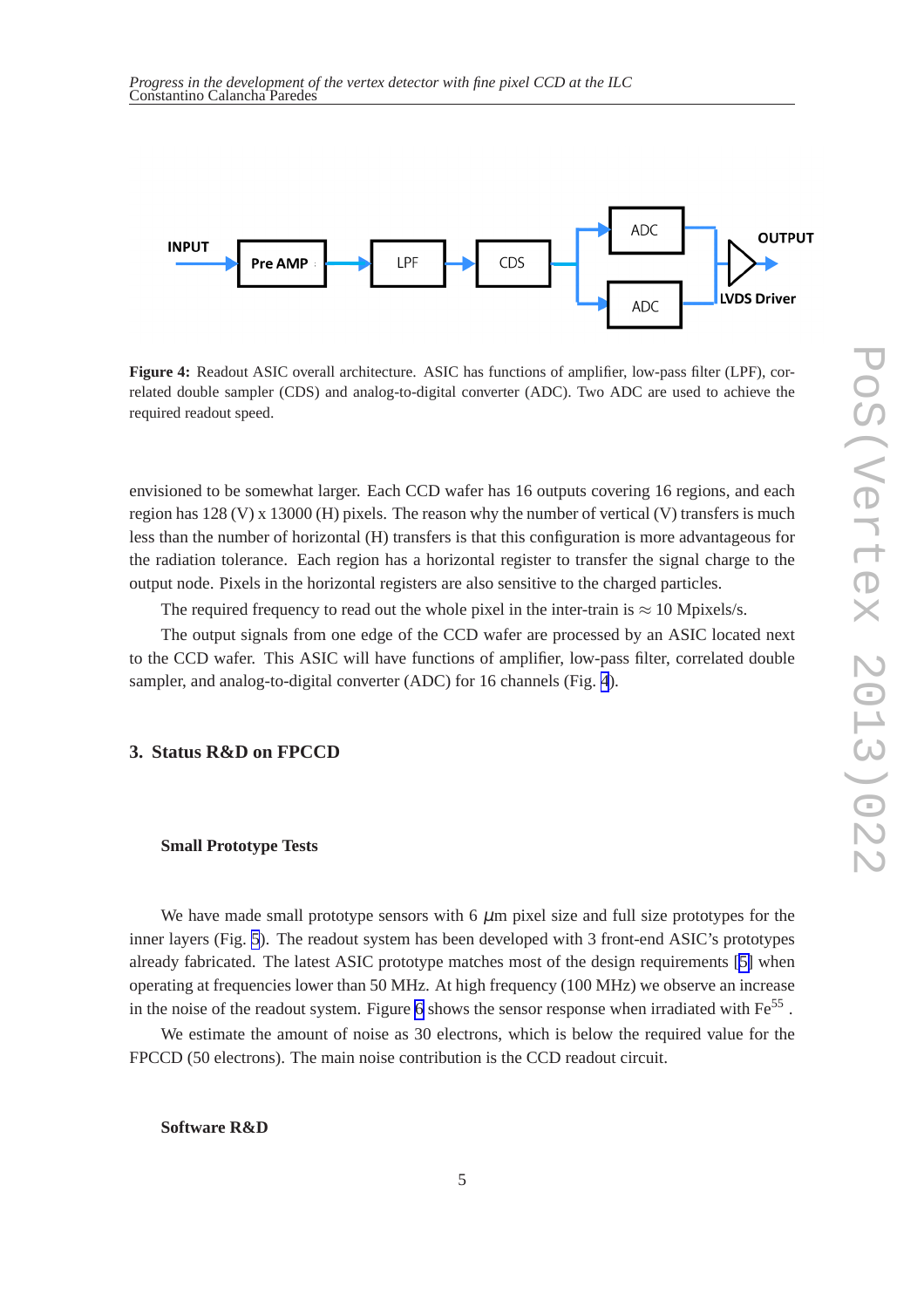**Figure 4:** Readout ASIC overall architecture. ASIC has functions of amplifier, low-pass filter (LPF), correlated double sampler (CDS) and analog-to-digital converter (ADC). Two ADC are used to achieve the required readout speed.

envisioned to be somewhat larger. Each CCD wafer has 16 outputs covering 16 regions, and each region has 128 (V) x 13000 (H) pixels. The reason why the number of vertical (V) transfers is much less than the number of horizontal (H) transfers is that this configuration is more advantageous for the radiation tolerance. Each region has a horizontal register to transfer the signal charge to the output node. Pixels in the horizontal registers are also sensitive to the charged particles.

The required frequency to read out the whole pixel in the inter-train is $\approx$ 10 Mpixels/s.

The output signals from one edge of the CCD wafer are processed by an ASIC located next to the CCD wafer. This ASIC will have functions of amplifier, low-pass filter, correlated double sampler, and analog-to-digital converter (ADC) for 16 channels (Fig. 4).

## 3. Status R&D on FPCCD

### Small Prototype Tests

We have made small prototype sensors with 6 $\mu$m pixel size and full size prototypes for the inner layers (Fig. 5). The readout system has been developed with 3 front-end ASIC's prototypes already fabricated. The latest ASIC prototype matches most of the design requirements [5] when operating at frequencies lower than 50 MHz. At high frequency (100 MHz) we observe an increase in the noise of the readout system. Figure 6 shows the sensor response when irradiated with $Fe^{55}$ .

We estimate the amount of noise as 30 electrons, which is below the required value for the FPCCD (50 electrons). The main noise contribution is the CCD readout circuit.

### Software R&D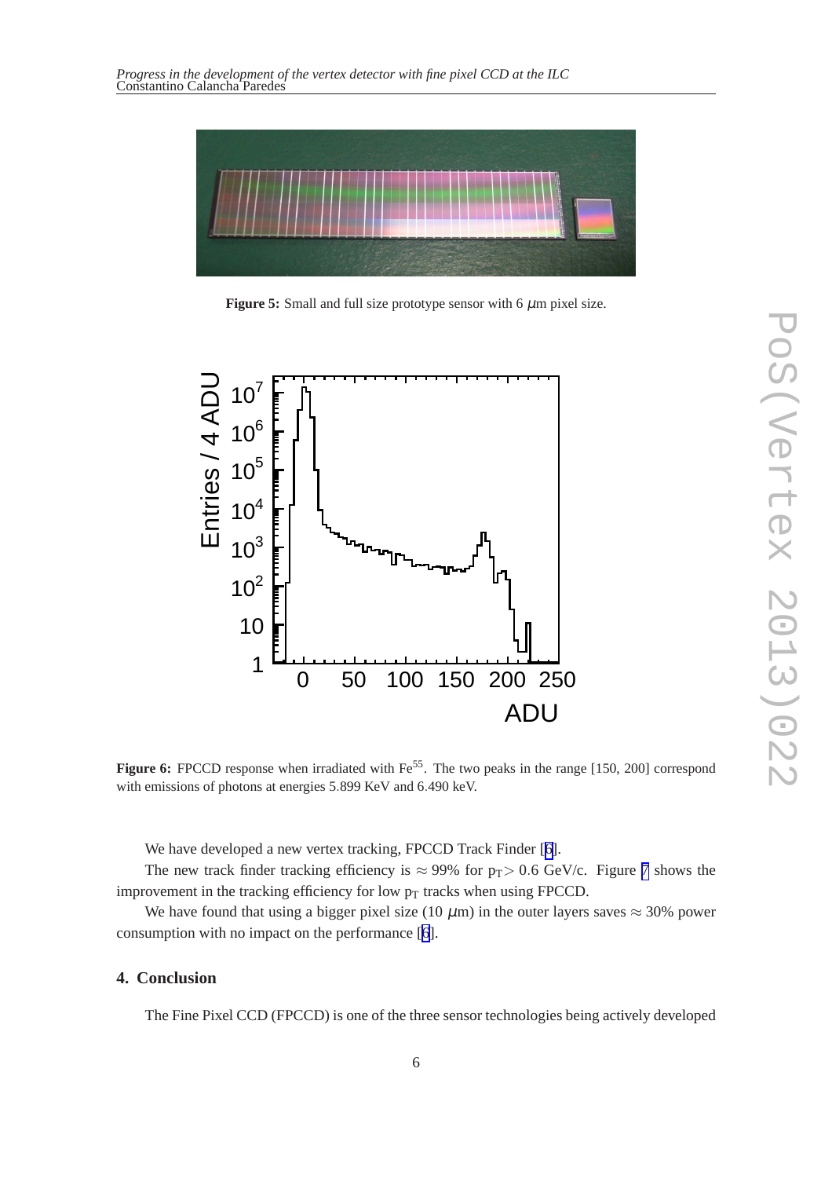Figure 5: Small and full size prototype sensor with 6 $\mu$m pixel size.

Figure 6: FPCCD response when irradiated with $Fe^{55}$. The two peaks in the range [150, 200] correspond with emissions of photons at energies 5.899 KeV and 6.490 keV.

We have developed a new vertex tracking, FPCCD Track Finder [6].

The new track finder tracking efficiency is $\approx$ 99% for $p_T > 0.6$ GeV/c. Figure 7 shows the improvement in the tracking efficiency for low $p_T$ tracks when using FPCCD.

We have found that using a bigger pixel size (10 $\mu$m) in the outer layers saves $\approx$ 30% power consumption with no impact on the performance [6].

## 4. Conclusion

The Fine Pixel CCD (FPCCD) is one of the three sensor technologies being actively developed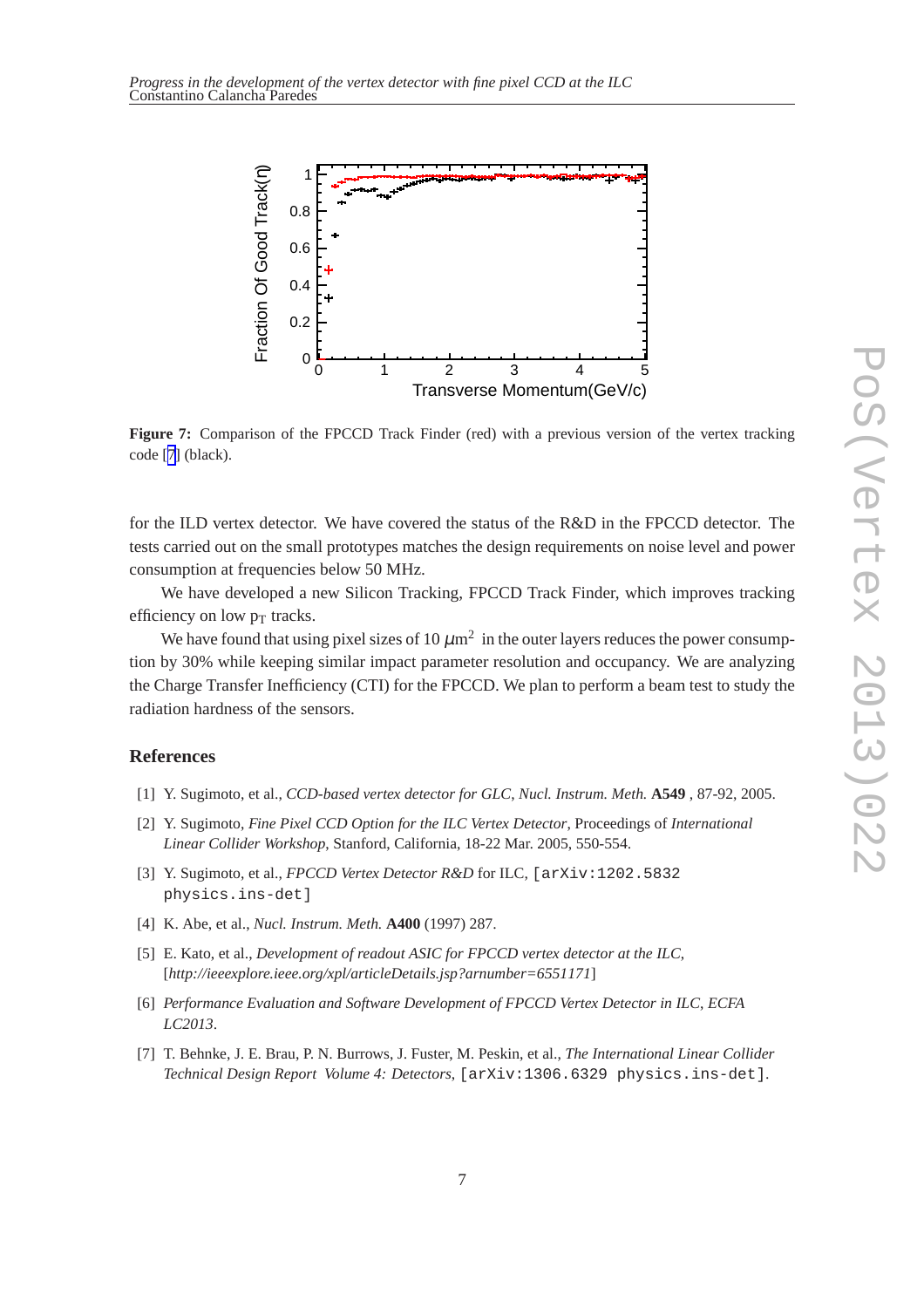Fraction Of Good Track(η)

1
0.8
0.6
0.4
0.2
0

0
1
2
3
4
5

Transverse Momentum(GeV/c)

**Figure 7:** Comparison of the FPCCD Track Finder (red) with a previous version of the vertex tracking code [7] (black).

for the ILD vertex detector. We have covered the status of the R&D in the FPCCD detector. The tests carried out on the small prototypes matches the design requirements on noise level and power consumption at frequencies below 50 MHz.

We have developed a new Silicon Tracking, FPCCD Track Finder, which improves tracking efficiency on low $p_T$ tracks.

We have found that using pixel sizes of 10 $\mu m^2$ in the outer layers reduces the power consumption by 30% while keeping similar impact parameter resolution and occupancy. We are analyzing the Charge Transfer Inefficiency (CTI) for the FPCCD. We plan to perform a beam test to study the radiation hardness of the sensors.

## References

[1] Y. Sugimoto, et al., *CCD-based vertex detector for GLC, Nucl. Instrum. Meth.* **A549** , 87-92, 2005.

[2] Y. Sugimoto, *Fine Pixel CCD Option for the ILC Vertex Detector*, Proceedings of *International Linear Collider Workshop*, Stanford, California, 18-22 Mar. 2005, 550-554.

[3] Y. Sugimoto, et al., *FPCCD Vertex Detector R&D* for ILC, [arXiv:1202.5832 physics.ins-det]

[4] K. Abe, et al., *Nucl. Instrum. Meth.* **A400** (1997) 287.

[5] E. Kato, et al., *Development of readout ASIC for FPCCD vertex detector at the ILC*, [*http://ieeexplore.ieee.org/xpl/articleDetails.jsp?arnumber=6551171*]

[6] *Performance Evaluation and Software Development of FPCCD Vertex Detector in ILC, ECFA LC2013*.

[7] T. Behnke, J. E. Brau, P. N. Burrows, J. Fuster, M. Peskin, et al., *The International Linear Collider Technical Design Report Volume 4: Detectors*, [arXiv:1306.6329 physics.ins-det].